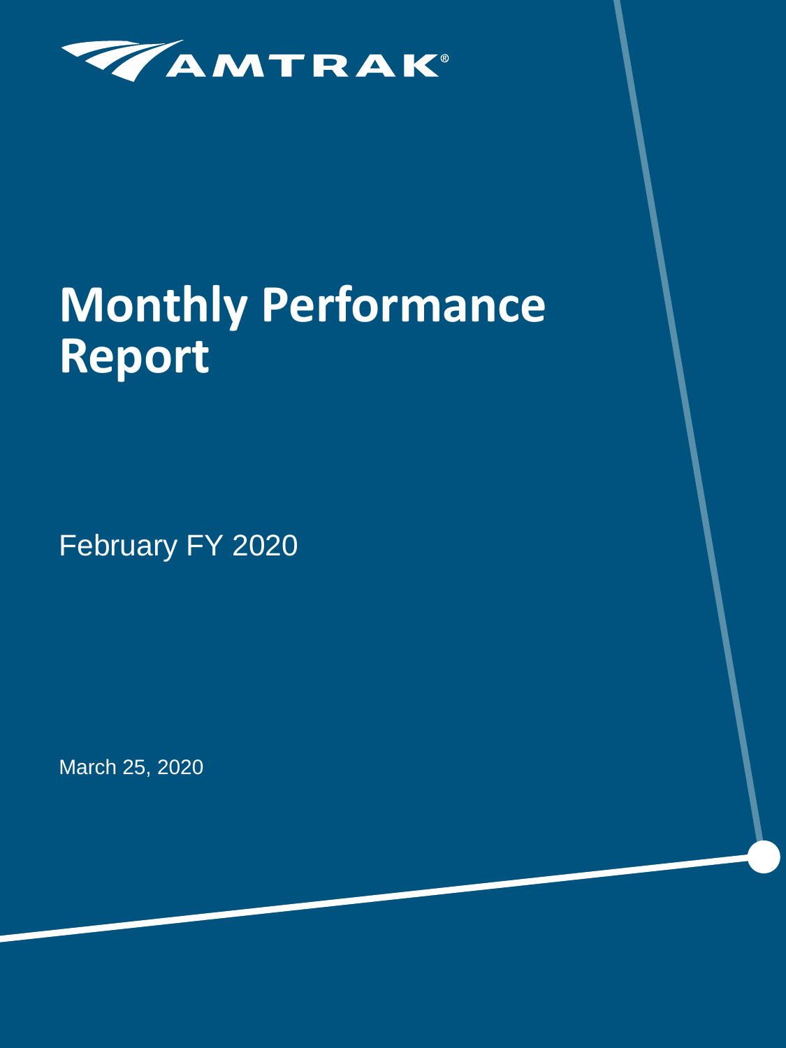AMTRAK®

# Monthly Performance Report

February FY 2020

March 25, 2020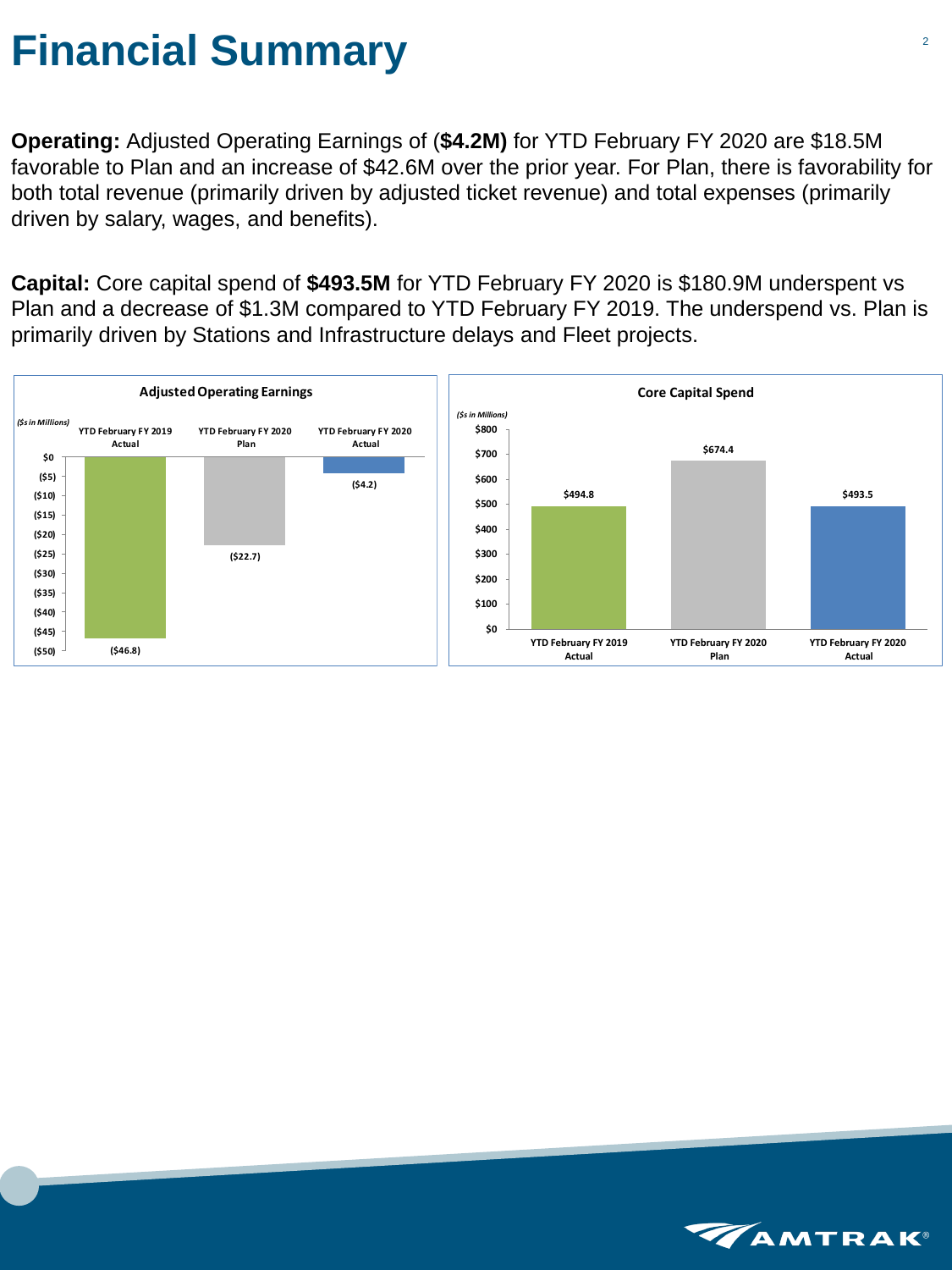# Financial Summary

**Operating:** Adjusted Operating Earnings of (**$4.2M)** for YTD February FY 2020 are $18.5M favorable to Plan and an increase of $42.6M over the prior year. For Plan, there is favorability for both total revenue (primarily driven by adjusted ticket revenue) and total expenses (primarily driven by salary, wages, and benefits).

**Capital:** Core capital spend of **$493.5M** for YTD February FY 2020 is $180.9M underspent vs Plan and a decrease of $1.3M compared to YTD February FY 2019. The underspend vs. Plan is primarily driven by Stations and Infrastructure delays and Fleet projects.

**Adjusted Operating Earnings**

*($s in Millions)*

| YTD February FY 2019 Actual | YTD February FY 2020 Plan | YTD February FY 2020 Actual |
|---|---|---|
| ($46.8) | ($22.7) | ($4.2) |

**Core Capital Spend**

*($s in Millions)*

| YTD February FY 2019 Actual | YTD February FY 2020 Plan | YTD February FY 2020 Actual |
|---|---|---|
| $494.8 | $674.4 | $493.5 |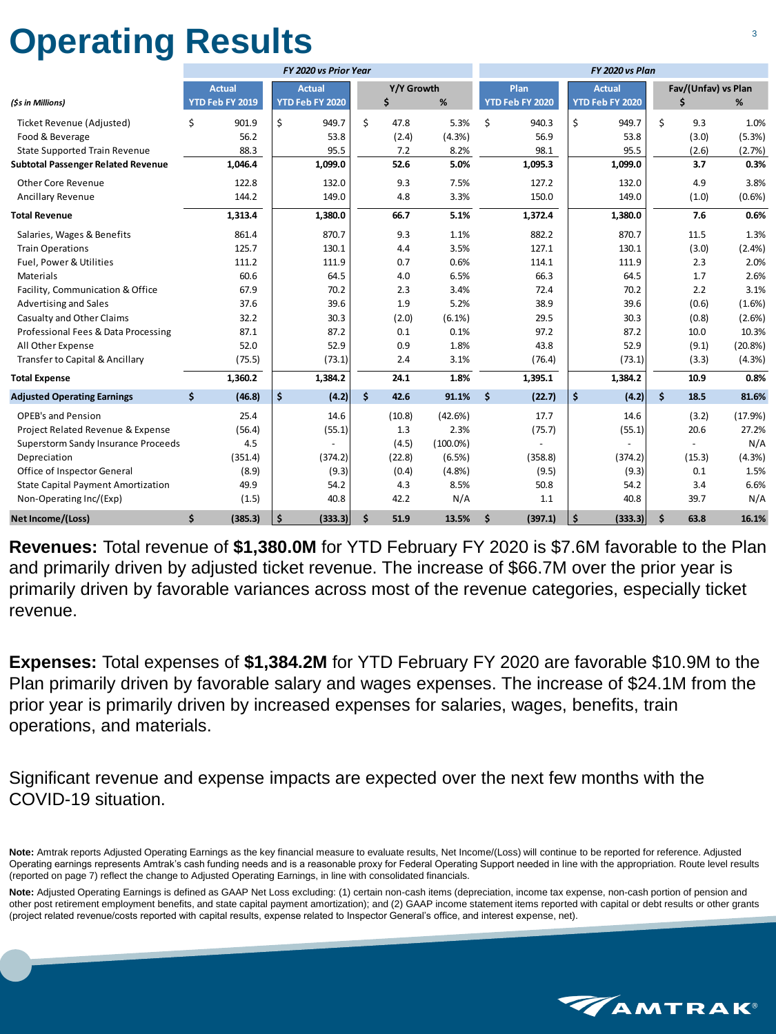# Operating Results

| ($s in Millions) | Actual YTD Feb FY 2019 | Actual YTD Feb FY 2020 | Y/Y Growth $ | Y/Y Growth % | Plan YTD Feb FY 2020 | Actual YTD Feb FY 2020 | Fav/(Unfav) vs Plan $ | Fav/(Unfav) vs Plan % |
|---|---|---|---|---|---|---|---|---|
| | *FY 2020 vs Prior Year* | | | | *FY 2020 vs Plan* | | | |
| Ticket Revenue (Adjusted) | $ 901.9 | $ 949.7 | $ 47.8 | 5.3% | $ 940.3 | $ 949.7 | $ 9.3 | 1.0% |
| Food & Beverage | 56.2 | 53.8 | (2.4) | (4.3%) | 56.9 | 53.8 | (3.0) | (5.3%) |
| State Supported Train Revenue | 88.3 | 95.5 | 7.2 | 8.2% | 98.1 | 95.5 | (2.6) | (2.7%) |
| **Subtotal Passenger Related Revenue** | **1,046.4** | **1,099.0** | **52.6** | **5.0%** | **1,095.3** | **1,099.0** | **3.7** | **0.3%** |
| Other Core Revenue | 122.8 | 132.0 | 9.3 | 7.5% | 127.2 | 132.0 | 4.9 | 3.8% |
| Ancillary Revenue | 144.2 | 149.0 | 4.8 | 3.3% | 150.0 | 149.0 | (1.0) | (0.6%) |
| **Total Revenue** | **1,313.4** | **1,380.0** | **66.7** | **5.1%** | **1,372.4** | **1,380.0** | **7.6** | **0.6%** |
| Salaries, Wages & Benefits | 861.4 | 870.7 | 9.3 | 1.1% | 882.2 | 870.7 | 11.5 | 1.3% |
| Train Operations | 125.7 | 130.1 | 4.4 | 3.5% | 127.1 | 130.1 | (3.0) | (2.4%) |
| Fuel, Power & Utilities | 111.2 | 111.9 | 0.7 | 0.6% | 114.1 | 111.9 | 2.3 | 2.0% |
| Materials | 60.6 | 64.5 | 4.0 | 6.5% | 66.3 | 64.5 | 1.7 | 2.6% |
| Facility, Communication & Office | 67.9 | 70.2 | 2.3 | 3.4% | 72.4 | 70.2 | 2.2 | 3.1% |
| Advertising and Sales | 37.6 | 39.6 | 1.9 | 5.2% | 38.9 | 39.6 | (0.6) | (1.6%) |
| Casualty and Other Claims | 32.2 | 30.3 | (2.0) | (6.1%) | 29.5 | 30.3 | (0.8) | (2.6%) |
| Professional Fees & Data Processing | 87.1 | 87.2 | 0.1 | 0.1% | 97.2 | 87.2 | 10.0 | 10.3% |
| All Other Expense | 52.0 | 52.9 | 0.9 | 1.8% | 43.8 | 52.9 | (9.1) | (20.8%) |
| Transfer to Capital & Ancillary | (75.5) | (73.1) | 2.4 | 3.1% | (76.4) | (73.1) | (3.3) | (4.3%) |
| **Total Expense** | **1,360.2** | **1,384.2** | **24.1** | **1.8%** | **1,395.1** | **1,384.2** | **10.9** | **0.8%** |
| **Adjusted Operating Earnings** | **$ (46.8)** | **$ (4.2)** | **$ 42.6** | **91.1%** | **$ (22.7)** | **$ (4.2)** | **$ 18.5** | **81.6%** |
| OPEB's and Pension | 25.4 | 14.6 | (10.8) | (42.6%) | 17.7 | 14.6 | (3.2) | (17.9%) |
| Project Related Revenue & Expense | (56.4) | (55.1) | 1.3 | 2.3% | (75.7) | (55.1) | 20.6 | 27.2% |
| Superstorm Sandy Insurance Proceeds | 4.5 | - | (4.5) | (100.0%) | - | - | - | N/A |
| Depreciation | (351.4) | (374.2) | (22.8) | (6.5%) | (358.8) | (374.2) | (15.3) | (4.3%) |
| Office of Inspector General | (8.9) | (9.3) | (0.4) | (4.8%) | (9.5) | (9.3) | 0.1 | 1.5% |
| State Capital Payment Amortization | 49.9 | 54.2 | 4.3 | 8.5% | 50.8 | 54.2 | 3.4 | 6.6% |
| Non-Operating Inc/(Exp) | (1.5) | 40.8 | 42.2 | N/A | 1.1 | 40.8 | 39.7 | N/A |
| **Net Income/(Loss)** | **$ (385.3)** | **$ (333.3)** | **$ 51.9** | **13.5%** | **$ (397.1)** | **$ (333.3)** | **$ 63.8** | **16.1%** |

**Revenues:** Total revenue of **$1,380.0M** for YTD February FY 2020 is $7.6M favorable to the Plan and primarily driven by adjusted ticket revenue. The increase of $66.7M over the prior year is primarily driven by favorable variances across most of the revenue categories, especially ticket revenue.

**Expenses:** Total expenses of **$1,384.2M** for YTD February FY 2020 are favorable $10.9M to the Plan primarily driven by favorable salary and wages expenses. The increase of $24.1M from the prior year is primarily driven by increased expenses for salaries, wages, benefits, train operations, and materials.

Significant revenue and expense impacts are expected over the next few months with the COVID-19 situation.

**Note:** Amtrak reports Adjusted Operating Earnings as the key financial measure to evaluate results, Net Income/(Loss) will continue to be reported for reference. Adjusted Operating earnings represents Amtrak's cash funding needs and is a reasonable proxy for Federal Operating Support needed in line with the appropriation. Route level results (reported on page 7) reflect the change to Adjusted Operating Earnings, in line with consolidated financials.

**Note:** Adjusted Operating Earnings is defined as GAAP Net Loss excluding: (1) certain non-cash items (depreciation, income tax expense, non-cash portion of pension and other post retirement employment benefits, and state capital payment amortization); and (2) GAAP income statement items reported with capital or debt results or other grants (project related revenue/costs reported with capital results, expense related to Inspector General's office, and interest expense, net).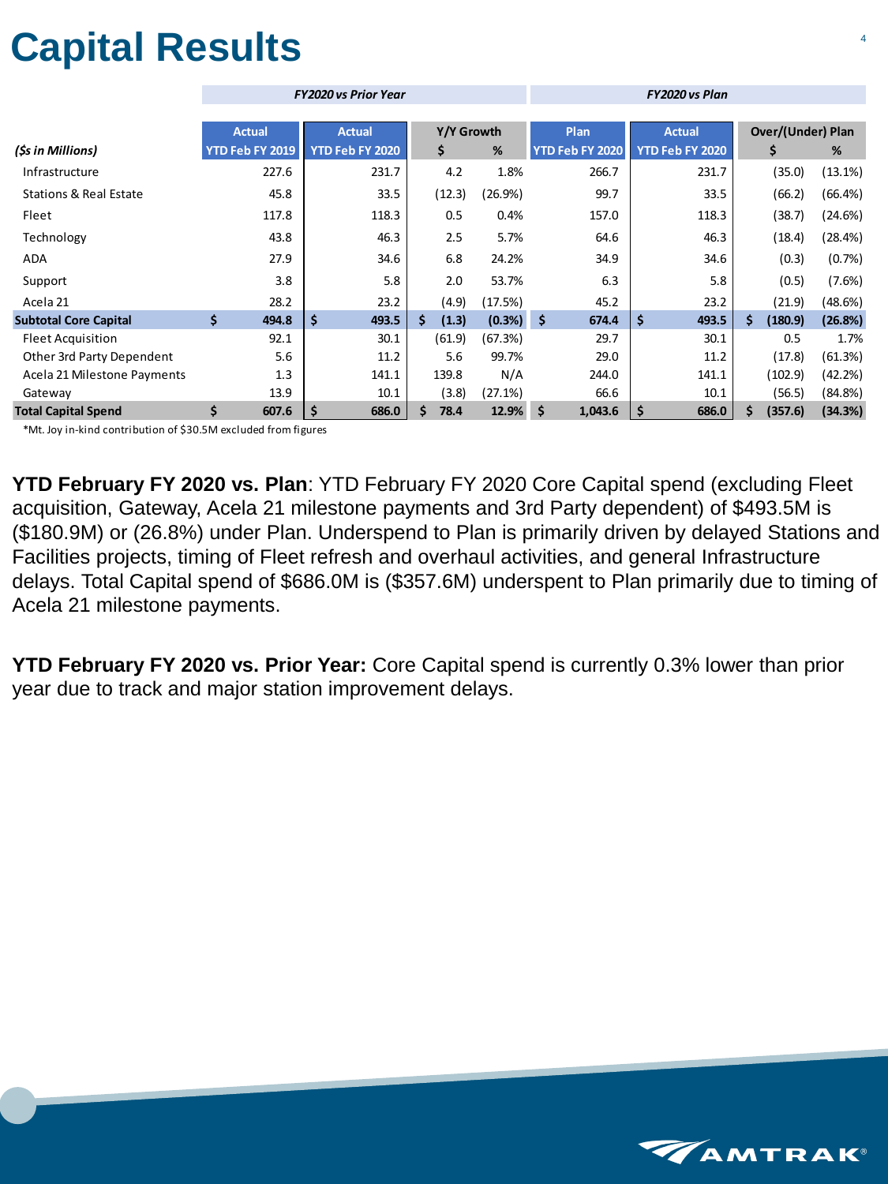# Capital Results

| ($s in Millions) | FY2020 vs Prior Year | | | | FY2020 vs Plan | | | |
|---|---|---|---|---|---|---|---|---|
| | Actual YTD Feb FY 2019 | Actual YTD Feb FY 2020 | Y/Y Growth $ | Y/Y Growth % | Plan YTD Feb FY 2020 | Actual YTD Feb FY 2020 | Over/(Under) Plan $ | Over/(Under) Plan % |
| Infrastructure | 227.6 | 231.7 | 4.2 | 1.8% | 266.7 | 231.7 | (35.0) | (13.1%) |
| Stations & Real Estate | 45.8 | 33.5 | (12.3) | (26.9%) | 99.7 | 33.5 | (66.2) | (66.4%) |
| Fleet | 117.8 | 118.3 | 0.5 | 0.4% | 157.0 | 118.3 | (38.7) | (24.6%) |
| Technology | 43.8 | 46.3 | 2.5 | 5.7% | 64.6 | 46.3 | (18.4) | (28.4%) |
| ADA | 27.9 | 34.6 | 6.8 | 24.2% | 34.9 | 34.6 | (0.3) | (0.7%) |
| Support | 3.8 | 5.8 | 2.0 | 53.7% | 6.3 | 5.8 | (0.5) | (7.6%) |
| Acela 21 | 28.2 | 23.2 | (4.9) | (17.5%) | 45.2 | 23.2 | (21.9) | (48.6%) |
| **Subtotal Core Capital** | **$ 494.8** | **$ 493.5** | **$ (1.3)** | **(0.3%)** | **$ 674.4** | **$ 493.5** | **$ (180.9)** | **(26.8%)** |
| Fleet Acquisition | 92.1 | 30.1 | (61.9) | (67.3%) | 29.7 | 30.1 | 0.5 | 1.7% |
| Other 3rd Party Dependent | 5.6 | 11.2 | 5.6 | 99.7% | 29.0 | 11.2 | (17.8) | (61.3%) |
| Acela 21 Milestone Payments | 1.3 | 141.1 | 139.8 | N/A | 244.0 | 141.1 | (102.9) | (42.2%) |
| Gateway | 13.9 | 10.1 | (3.8) | (27.1%) | 66.6 | 10.1 | (56.5) | (84.8%) |
| **Total Capital Spend** | **$ 607.6** | **$ 686.0** | **$ 78.4** | **12.9%** | **$ 1,043.6** | **$ 686.0** | **$ (357.6)** | **(34.3%)** |

*Mt. Joy in-kind contribution of $30.5M excluded from figures

**YTD February FY 2020 vs. Plan**: YTD February FY 2020 Core Capital spend (excluding Fleet acquisition, Gateway, Acela 21 milestone payments and 3rd Party dependent) of $493.5M is ($180.9M) or (26.8%) under Plan. Underspend to Plan is primarily driven by delayed Stations and Facilities projects, timing of Fleet refresh and overhaul activities, and general Infrastructure delays. Total Capital spend of $686.0M is ($357.6M) underspent to Plan primarily due to timing of Acela 21 milestone payments.

**YTD February FY 2020 vs. Prior Year:** Core Capital spend is currently 0.3% lower than prior year due to track and major station improvement delays.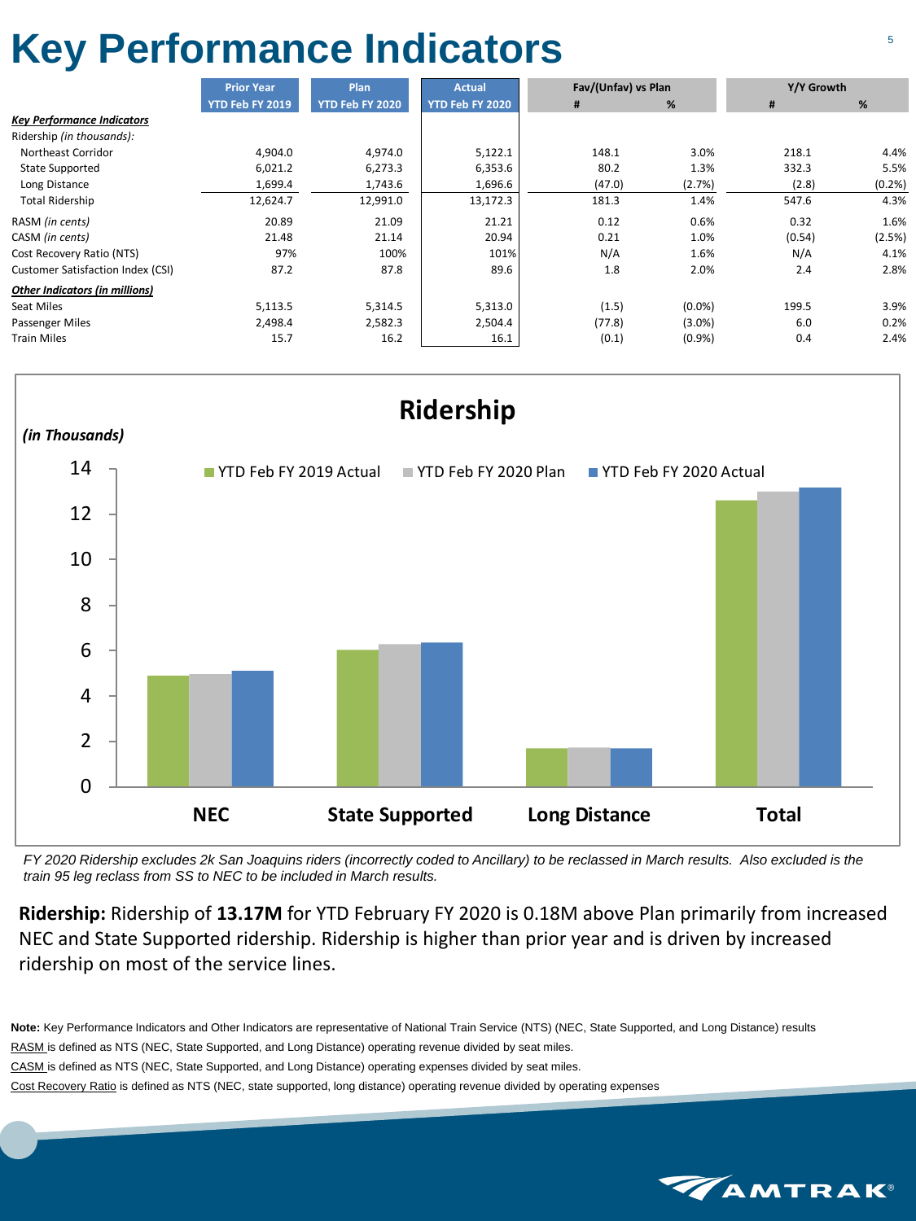# Key Performance Indicators

| | Prior Year YTD Feb FY 2019 | Plan YTD Feb FY 2020 | Actual YTD Feb FY 2020 | Fav/(Unfav) vs Plan # | Fav/(Unfav) vs Plan % | Y/Y Growth # | Y/Y Growth % |
|---|---|---|---|---|---|---|---|
| ***Key Performance Indicators*** | | | | | | | |
| Ridership *(in thousands)*: | | | | | | | |
| Northeast Corridor | 4,904.0 | 4,974.0 | 5,122.1 | 148.1 | 3.0% | 218.1 | 4.4% |
| State Supported | 6,021.2 | 6,273.3 | 6,353.6 | 80.2 | 1.3% | 332.3 | 5.5% |
| Long Distance | 1,699.4 | 1,743.6 | 1,696.6 | (47.0) | (2.7%) | (2.8) | (0.2%) |
| Total Ridership | 12,624.7 | 12,991.0 | 13,172.3 | 181.3 | 1.4% | 547.6 | 4.3% |
| RASM *(in cents)* | 20.89 | 21.09 | 21.21 | 0.12 | 0.6% | 0.32 | 1.6% |
| CASM *(in cents)* | 21.48 | 21.14 | 20.94 | 0.21 | 1.0% | (0.54) | (2.5%) |
| Cost Recovery Ratio (NTS) | 97% | 100% | 101% | N/A | 1.6% | N/A | 4.1% |
| Customer Satisfaction Index (CSI) | 87.2 | 87.8 | 89.6 | 1.8 | 2.0% | 2.4 | 2.8% |
| ***Other Indicators (in millions)*** | | | | | | | |
| Seat Miles | 5,113.5 | 5,314.5 | 5,313.0 | (1.5) | (0.0%) | 199.5 | 3.9% |
| Passenger Miles | 2,498.4 | 2,582.3 | 2,504.4 | (77.8) | (3.0%) | 6.0 | 0.2% |
| Train Miles | 15.7 | 16.2 | 16.1 | (0.1) | (0.9%) | 0.4 | 2.4% |

## Ridership

*(in Thousands)*

| | YTD Feb FY 2019 Actual | YTD Feb FY 2020 Plan | YTD Feb FY 2020 Actual |
|---|---|---|---|
| NEC | 4.9 | 5.0 | 5.1 |
| State Supported | 6.0 | 6.3 | 6.4 |
| Long Distance | 1.7 | 1.7 | 1.7 |
| Total | 12.6 | 13.0 | 13.2 |

*FY 2020 Ridership excludes 2k San Joaquins riders (incorrectly coded to Ancillary) to be reclassed in March results. Also excluded is the train 95 leg reclass from SS to NEC to be included in March results.*

**Ridership:** Ridership of **13.17M** for YTD February FY 2020 is 0.18M above Plan primarily from increased NEC and State Supported ridership. Ridership is higher than prior year and is driven by increased ridership on most of the service lines.

**Note:** Key Performance Indicators and Other Indicators are representative of National Train Service (NTS) (NEC, State Supported, and Long Distance) results

RASM is defined as NTS (NEC, State Supported, and Long Distance) operating revenue divided by seat miles.

CASM is defined as NTS (NEC, State Supported, and Long Distance) operating expenses divided by seat miles.

Cost Recovery Ratio is defined as NTS (NEC, state supported, long distance) operating revenue divided by operating expenses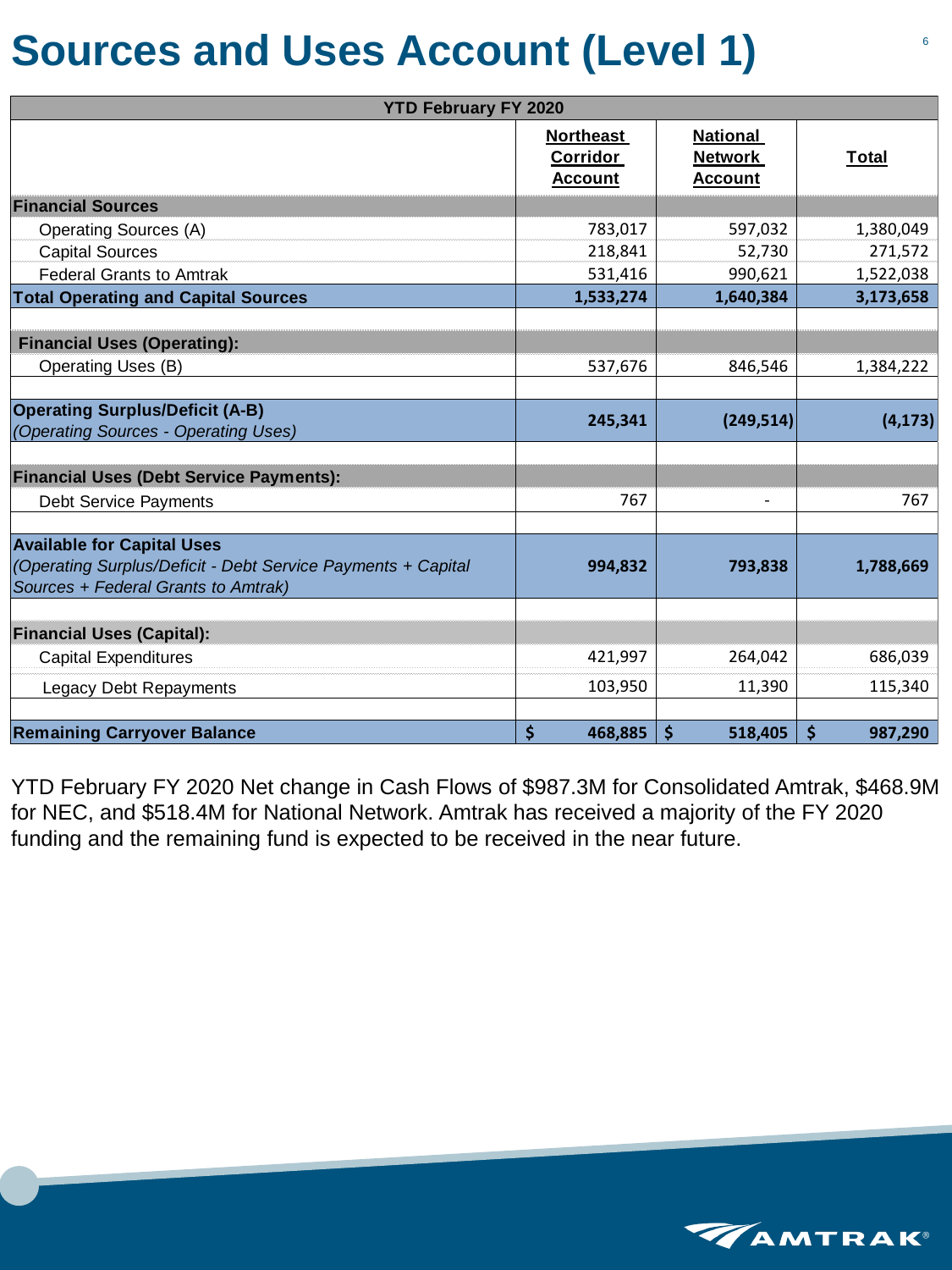# Sources and Uses Account (Level 1)

| YTD February FY 2020 | | | |
|---|---|---|---|
| | **Northeast Corridor Account** | **National Network Account** | **Total** |
| **Financial Sources** | | | |
| Operating Sources (A) | 783,017 | 597,032 | 1,380,049 |
| Capital Sources | 218,841 | 52,730 | 271,572 |
| Federal Grants to Amtrak | 531,416 | 990,621 | 1,522,038 |
| **Total Operating and Capital Sources** | **1,533,274** | **1,640,384** | **3,173,658** |
| | | | |
| **Financial Uses (Operating):** | | | |
| Operating Uses (B) | 537,676 | 846,546 | 1,384,222 |
| | | | |
| **Operating Surplus/Deficit (A-B)** *(Operating Sources - Operating Uses)* | **245,341** | **(249,514)** | **(4,173)** |
| | | | |
| **Financial Uses (Debt Service Payments):** | | | |
| Debt Service Payments | 767 | - | 767 |
| | | | |
| **Available for Capital Uses** *(Operating Surplus/Deficit - Debt Service Payments + Capital Sources + Federal Grants to Amtrak)* | **994,832** | **793,838** | **1,788,669** |
| | | | |
| **Financial Uses (Capital):** | | | |
| Capital Expenditures | 421,997 | 264,042 | 686,039 |
| Legacy Debt Repayments | 103,950 | 11,390 | 115,340 |
| | | | |
| **Remaining Carryover Balance** | **$ 468,885** | **$ 518,405** | **$ 987,290** |

YTD February FY 2020 Net change in Cash Flows of $987.3M for Consolidated Amtrak, $468.9M for NEC, and $518.4M for National Network. Amtrak has received a majority of the FY 2020 funding and the remaining fund is expected to be received in the near future.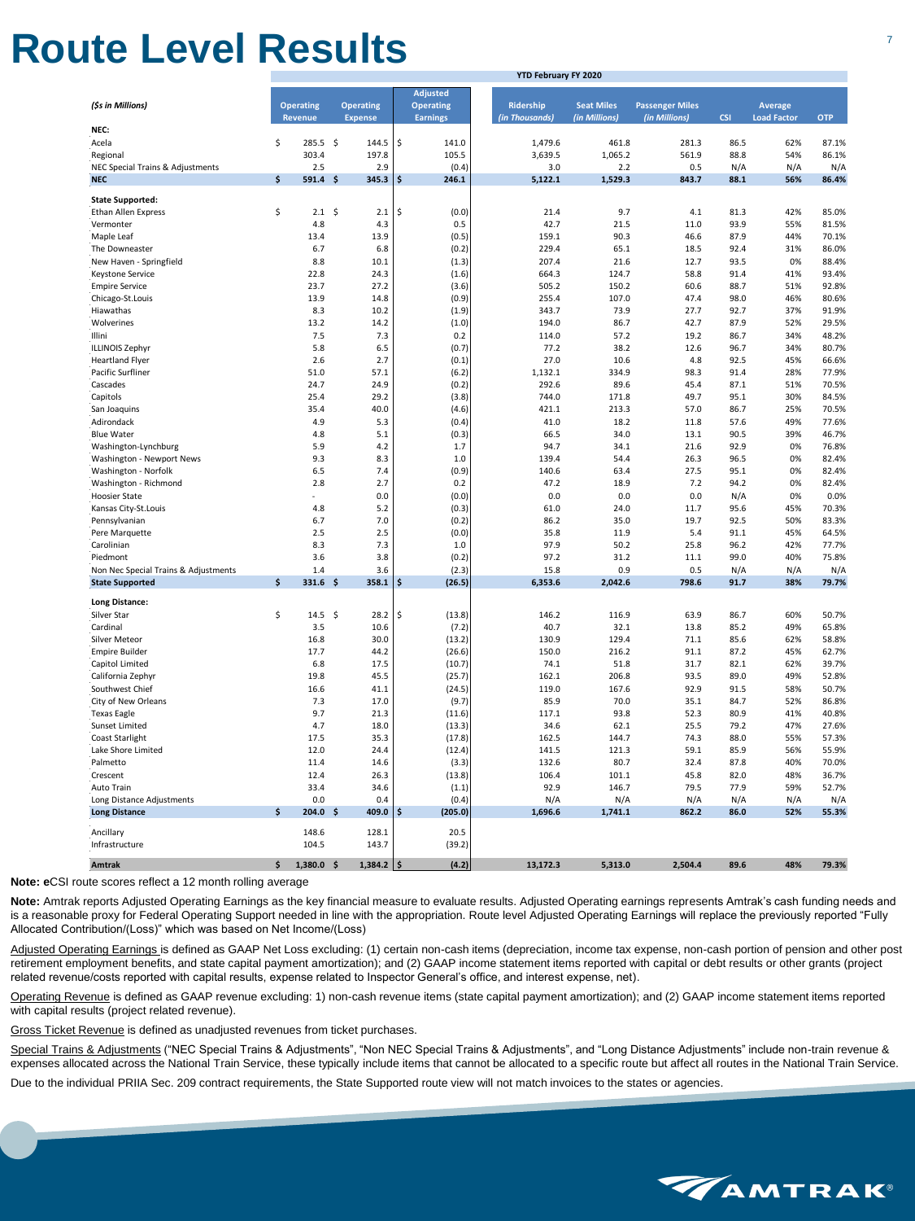# Route Level Results

| ($s in Millions) | Operating Revenue | Operating Expense | Adjusted Operating Earnings | Ridership (in Thousands) | Seat Miles (in Millions) | Passenger Miles (in Millions) | CSI | Average Load Factor | OTP |
|---|---|---|---|---|---|---|---|---|---|
| | YTD February FY 2020 | | | | | | | | |
| **NEC:** | | | | | | | | | |
| Acela | $ 285.5 | $ 144.5 | $ 141.0 | 1,479.6 | 461.8 | 281.3 | 86.5 | 62% | 87.1% |
| Regional | 303.4 | 197.8 | 105.5 | 3,639.5 | 1,065.2 | 561.9 | 88.8 | 54% | 86.1% |
| NEC Special Trains & Adjustments | 2.5 | 2.9 | (0.4) | 3.0 | 2.2 | 0.5 | N/A | N/A | N/A |
| **NEC** | **$ 591.4** | **$ 345.3** | **$ 246.1** | **5,122.1** | **1,529.3** | **843.7** | **88.1** | **56%** | **86.4%** |
| **State Supported:** | | | | | | | | | |
| Ethan Allen Express | $ 2.1 | $ 2.1 | $ (0.0) | 21.4 | 9.7 | 4.1 | 81.3 | 42% | 85.0% |
| Vermonter | 4.8 | 4.3 | 0.5 | 42.7 | 21.5 | 11.0 | 93.9 | 55% | 81.5% |
| Maple Leaf | 13.4 | 13.9 | (0.5) | 159.1 | 90.3 | 46.6 | 87.9 | 44% | 70.1% |
| The Downeaster | 6.7 | 6.8 | (0.2) | 229.4 | 65.1 | 18.5 | 92.4 | 31% | 86.0% |
| New Haven - Springfield | 8.8 | 10.1 | (1.3) | 207.4 | 21.6 | 12.7 | 93.5 | 0% | 88.4% |
| Keystone Service | 22.8 | 24.3 | (1.6) | 664.3 | 124.7 | 58.8 | 91.4 | 41% | 93.4% |
| Empire Service | 23.7 | 27.2 | (3.6) | 505.2 | 150.2 | 60.6 | 88.7 | 51% | 92.8% |
| Chicago-St.Louis | 13.9 | 14.8 | (0.9) | 255.4 | 107.0 | 47.4 | 98.0 | 46% | 80.6% |
| Hiawathas | 8.3 | 10.2 | (1.9) | 343.7 | 73.9 | 27.7 | 92.7 | 37% | 91.9% |
| Wolverines | 13.2 | 14.2 | (1.0) | 194.0 | 86.7 | 42.7 | 87.9 | 52% | 29.5% |
| Illini | 7.5 | 7.3 | 0.2 | 114.0 | 57.2 | 19.2 | 86.7 | 34% | 48.2% |
| ILLINOIS Zephyr | 5.8 | 6.5 | (0.7) | 77.2 | 38.2 | 12.6 | 96.7 | 34% | 80.7% |
| Heartland Flyer | 2.6 | 2.7 | (0.1) | 27.0 | 10.6 | 4.8 | 92.5 | 45% | 66.6% |
| Pacific Surfliner | 51.0 | 57.1 | (6.2) | 1,132.1 | 334.9 | 98.3 | 91.4 | 28% | 77.9% |
| Cascades | 24.7 | 24.9 | (0.2) | 292.6 | 89.6 | 45.4 | 87.1 | 51% | 70.5% |
| Capitols | 25.4 | 29.2 | (3.8) | 744.0 | 171.8 | 49.7 | 95.1 | 30% | 84.5% |
| San Joaquins | 35.4 | 40.0 | (4.6) | 421.1 | 213.3 | 57.0 | 86.7 | 25% | 70.5% |
| Adirondack | 4.9 | 5.3 | (0.4) | 41.0 | 18.2 | 11.8 | 57.6 | 49% | 77.6% |
| Blue Water | 4.8 | 5.1 | (0.3) | 66.5 | 34.0 | 13.1 | 90.5 | 39% | 46.7% |
| Washington-Lynchburg | 5.9 | 4.2 | 1.7 | 94.7 | 34.1 | 21.6 | 92.9 | 0% | 76.8% |
| Washington - Newport News | 9.3 | 8.3 | 1.0 | 139.4 | 54.4 | 26.3 | 96.5 | 0% | 82.4% |
| Washington - Norfolk | 6.5 | 7.4 | (0.9) | 140.6 | 63.4 | 27.5 | 95.1 | 0% | 82.4% |
| Washington - Richmond | 2.8 | 2.7 | 0.2 | 47.2 | 18.9 | 7.2 | 94.2 | 0% | 82.4% |
| Hoosier State | - | 0.0 | (0.0) | 0.0 | 0.0 | 0.0 | N/A | 0% | 0.0% |
| Kansas City-St.Louis | 4.8 | 5.2 | (0.3) | 61.0 | 24.0 | 11.7 | 95.6 | 45% | 70.3% |
| Pennsylvanian | 6.7 | 7.0 | (0.2) | 86.2 | 35.0 | 19.7 | 92.5 | 50% | 83.3% |
| Pere Marquette | 2.5 | 2.5 | (0.0) | 35.8 | 11.9 | 5.4 | 91.1 | 45% | 64.5% |
| Carolinian | 8.3 | 7.3 | 1.0 | 97.9 | 50.2 | 25.8 | 96.2 | 42% | 77.7% |
| Piedmont | 3.6 | 3.8 | (0.2) | 97.2 | 31.2 | 11.1 | 99.0 | 40% | 75.8% |
| Non Nec Special Trains & Adjustments | 1.4 | 3.6 | (2.3) | 15.8 | 0.9 | 0.5 | N/A | N/A | N/A |
| **State Supported** | **$ 331.6** | **$ 358.1** | **$ (26.5)** | **6,353.6** | **2,042.6** | **798.6** | **91.7** | **38%** | **79.7%** |
| **Long Distance:** | | | | | | | | | |
| Silver Star | $ 14.5 | $ 28.2 | $ (13.8) | 146.2 | 116.9 | 63.9 | 86.7 | 60% | 50.7% |
| Cardinal | 3.5 | 10.6 | (7.2) | 40.7 | 32.1 | 13.8 | 85.2 | 49% | 65.8% |
| Silver Meteor | 16.8 | 30.0 | (13.2) | 130.9 | 129.4 | 71.1 | 85.6 | 62% | 58.8% |
| Empire Builder | 17.7 | 44.2 | (26.6) | 150.0 | 216.2 | 91.1 | 87.2 | 45% | 62.7% |
| Capitol Limited | 6.8 | 17.5 | (10.7) | 74.1 | 51.8 | 31.7 | 82.1 | 62% | 39.7% |
| California Zephyr | 19.8 | 45.5 | (25.7) | 162.1 | 206.8 | 93.5 | 89.0 | 49% | 52.8% |
| Southwest Chief | 16.6 | 41.1 | (24.5) | 119.0 | 167.6 | 92.9 | 91.5 | 58% | 50.7% |
| City of New Orleans | 7.3 | 17.0 | (9.7) | 85.9 | 70.0 | 35.1 | 84.7 | 52% | 86.8% |
| Texas Eagle | 9.7 | 21.3 | (11.6) | 117.1 | 93.8 | 52.3 | 80.9 | 41% | 40.8% |
| Sunset Limited | 4.7 | 18.0 | (13.3) | 34.6 | 62.1 | 25.5 | 79.2 | 47% | 27.6% |
| Coast Starlight | 17.5 | 35.3 | (17.8) | 162.5 | 144.7 | 74.3 | 88.0 | 55% | 57.3% |
| Lake Shore Limited | 12.0 | 24.4 | (12.4) | 141.5 | 121.3 | 59.1 | 85.9 | 56% | 55.9% |
| Palmetto | 11.4 | 14.6 | (3.3) | 132.6 | 80.7 | 32.4 | 87.8 | 40% | 70.0% |
| Crescent | 12.4 | 26.3 | (13.8) | 106.4 | 101.1 | 45.8 | 82.0 | 48% | 36.7% |
| Auto Train | 33.4 | 34.6 | (1.1) | 92.9 | 146.7 | 79.5 | 77.9 | 59% | 52.7% |
| Long Distance Adjustments | 0.0 | 0.4 | (0.4) | N/A | N/A | N/A | N/A | N/A | N/A |
| **Long Distance** | **$ 204.0** | **$ 409.0** | **$ (205.0)** | **1,696.6** | **1,741.1** | **862.2** | **86.0** | **52%** | **55.3%** |
| Ancillary | 148.6 | 128.1 | 20.5 | | | | | | |
| Infrastructure | 104.5 | 143.7 | (39.2) | | | | | | |
| **Amtrak** | **$ 1,380.0** | **$ 1,384.2** | **$ (4.2)** | **13,172.3** | **5,313.0** | **2,504.4** | **89.6** | **48%** | **79.3%** |

**Note: e**CSI route scores reflect a 12 month rolling average

**Note:** Amtrak reports Adjusted Operating Earnings as the key financial measure to evaluate results. Adjusted Operating earnings represents Amtrak's cash funding needs and is a reasonable proxy for Federal Operating Support needed in line with the appropriation. Route level Adjusted Operating Earnings will replace the previously reported "Fully Allocated Contribution/(Loss)" which was based on Net Income/(Loss)

Adjusted Operating Earnings is defined as GAAP Net Loss excluding: (1) certain non-cash items (depreciation, income tax expense, non-cash portion of pension and other post retirement employment benefits, and state capital payment amortization); and (2) GAAP income statement items reported with capital or debt results or other grants (project related revenue/costs reported with capital results, expense related to Inspector General's office, and interest expense, net).

Operating Revenue is defined as GAAP revenue excluding: 1) non-cash revenue items (state capital payment amortization); and (2) GAAP income statement items reported with capital results (project related revenue).

Gross Ticket Revenue is defined as unadjusted revenues from ticket purchases.

Special Trains & Adjustments ("NEC Special Trains & Adjustments", "Non NEC Special Trains & Adjustments", and "Long Distance Adjustments" include non-train revenue & expenses allocated across the National Train Service, these typically include items that cannot be allocated to a specific route but affect all routes in the National Train Service.

Due to the individual PRIIA Sec. 209 contract requirements, the State Supported route view will not match invoices to the states or agencies.